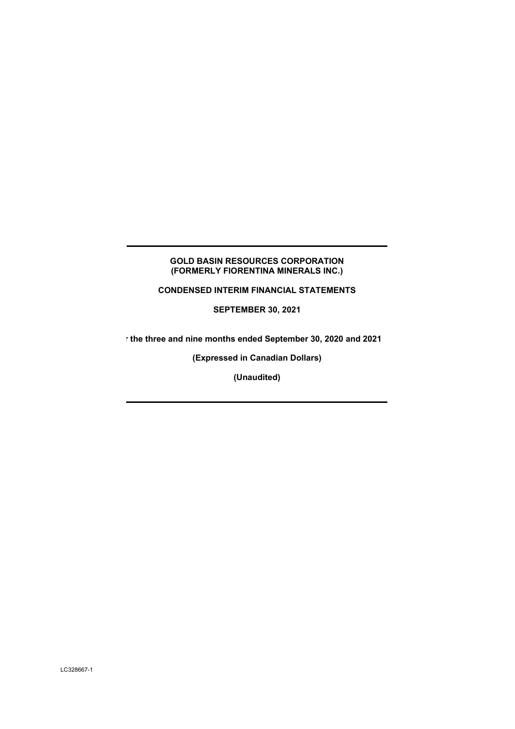# GOLD BASIN RESOURCES CORPORATION
# (FORMERLY FIORENTINA MINERALS INC.)

## CONDENSED INTERIM FINANCIAL STATEMENTS

**SEPTEMBER 30, 2021**

**r the three and nine months ended September 30, 2020 and 2021**

**(Expressed in Canadian Dollars)**

**(Unaudited)**

LC328667-1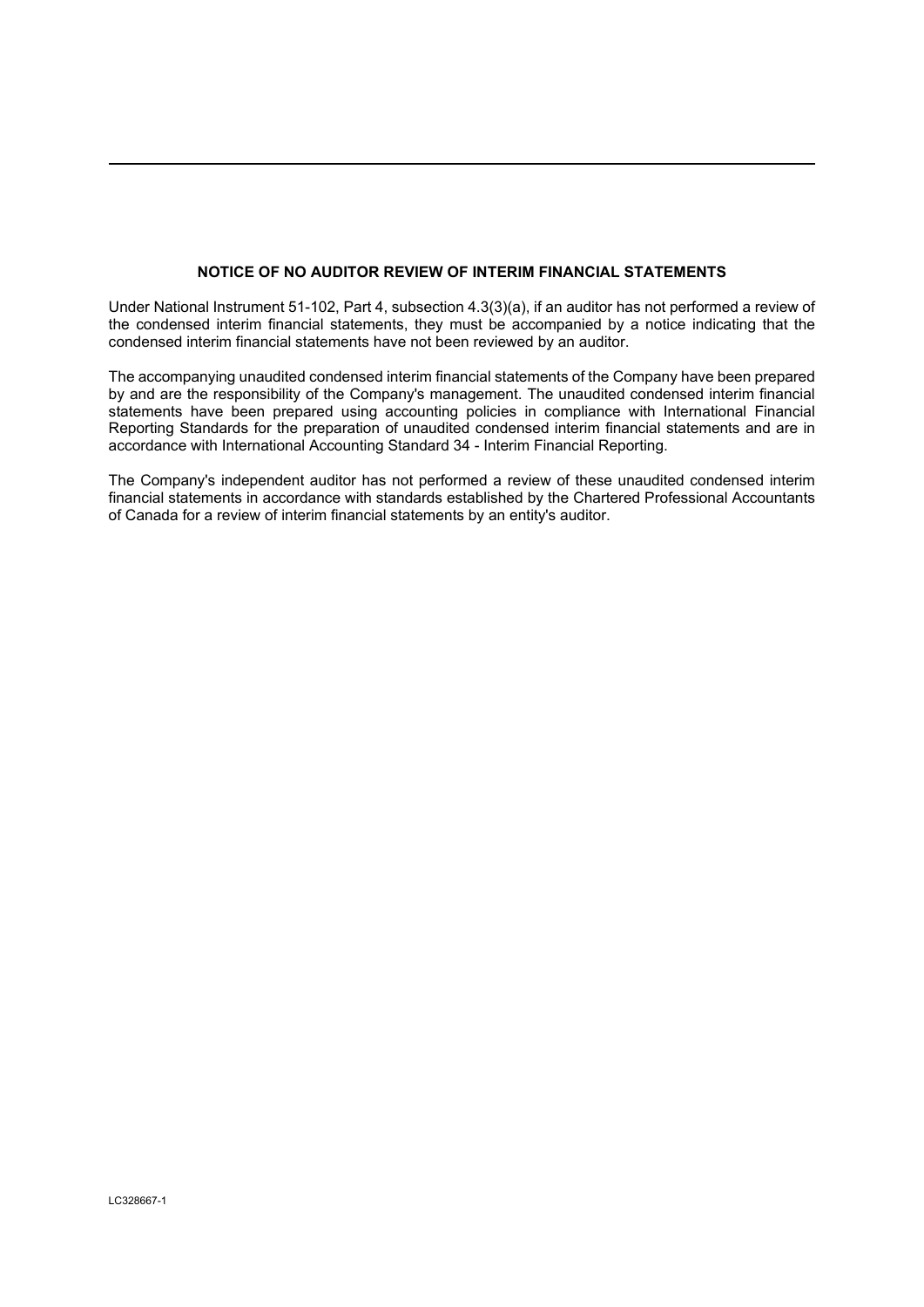## NOTICE OF NO AUDITOR REVIEW OF INTERIM FINANCIAL STATEMENTS

Under National Instrument 51-102, Part 4, subsection 4.3(3)(a), if an auditor has not performed a review of the condensed interim financial statements, they must be accompanied by a notice indicating that the condensed interim financial statements have not been reviewed by an auditor.

The accompanying unaudited condensed interim financial statements of the Company have been prepared by and are the responsibility of the Company's management. The unaudited condensed interim financial statements have been prepared using accounting policies in compliance with International Financial Reporting Standards for the preparation of unaudited condensed interim financial statements and are in accordance with International Accounting Standard 34 - Interim Financial Reporting.

The Company's independent auditor has not performed a review of these unaudited condensed interim financial statements in accordance with standards established by the Chartered Professional Accountants of Canada for a review of interim financial statements by an entity's auditor.

LC328667-1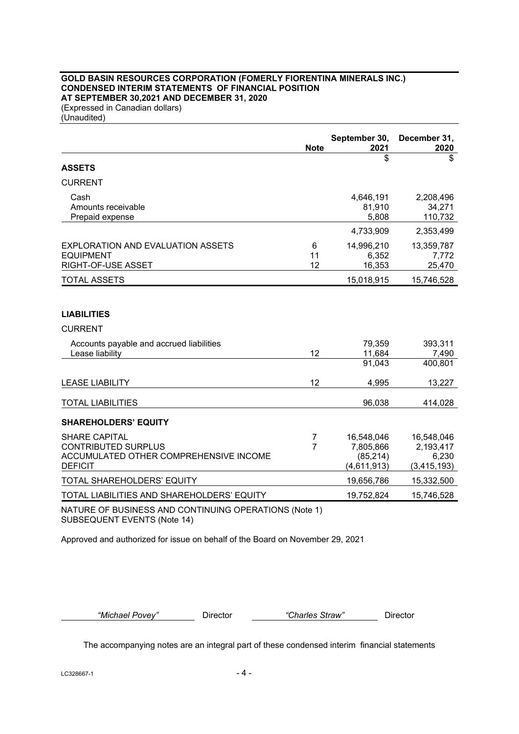**GOLD BASIN RESOURCES CORPORATION (FOMERLY FIORENTINA MINERALS INC.)**
**CONDENSED INTERIM STATEMENTS OF FINANCIAL POSITION**
**AT SEPTEMBER 30,2021 AND DECEMBER 31, 2020**
(Expressed in Canadian dollars)
(Unaudited)

| | Note | September 30, 2021 | December 31, 2020 |
|---|---|---|---|
| | | $ | $ |
| **ASSETS** | | | |
| CURRENT | | | |
| Cash | | 4,646,191 | 2,208,496 |
| Amounts receivable | | 81,910 | 34,271 |
| Prepaid expense | | 5,808 | 110,732 |
| | | 4,733,909 | 2,353,499 |
| EXPLORATION AND EVALUATION ASSETS | 6 | 14,996,210 | 13,359,787 |
| EQUIPMENT | 11 | 6,352 | 7,772 |
| RIGHT-OF-USE ASSET | 12 | 16,353 | 25,470 |
| TOTAL ASSETS | | 15,018,915 | 15,746,528 |
| | | | |
| **LIABILITIES** | | | |
| CURRENT | | | |
| Accounts payable and accrued liabilities | | 79,359 | 393,311 |
| Lease liability | 12 | 11,684 | 7,490 |
| | | 91,043 | 400,801 |
| LEASE LIABILITY | 12 | 4,995 | 13,227 |
| TOTAL LIABILITIES | | 96,038 | 414,028 |
| **SHAREHOLDERS' EQUITY** | | | |
| SHARE CAPITAL | 7 | 16,548,046 | 16,548,046 |
| CONTRIBUTED SURPLUS | 7 | 7,805,866 | 2,193,417 |
| ACCUMULATED OTHER COMPREHENSIVE INCOME | | (85,214) | 6,230 |
| DEFICIT | | (4,611,913) | (3,415,193) |
| TOTAL SHAREHOLDERS' EQUITY | | 19,656,786 | 15,332,500 |
| TOTAL LIABILITIES AND SHAREHOLDERS' EQUITY | | 19,752,824 | 15,746,528 |

NATURE OF BUSINESS AND CONTINUING OPERATIONS (Note 1)
SUBSEQUENT EVENTS (Note 14)

Approved and authorized for issue on behalf of the Board on November 29, 2021

*"Michael Povey"* Director *"Charles Straw"* Director

The accompanying notes are an integral part of these condensed interim financial statements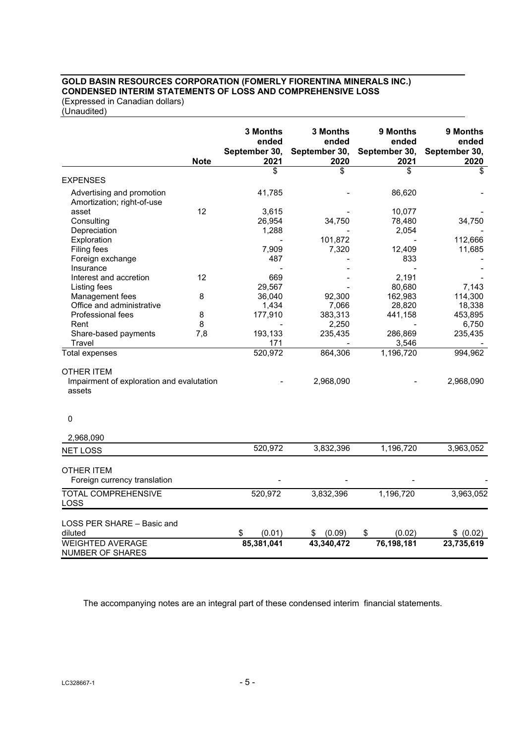**GOLD BASIN RESOURCES CORPORATION (FOMERLY FIORENTINA MINERALS INC.)**
**CONDENSED INTERIM STATEMENTS OF LOSS AND COMPREHENSIVE LOSS**
(Expressed in Canadian dollars)
(Unaudited)

| | Note | 3 Months ended September 30, 2021 | 3 Months ended September 30, 2020 | 9 Months ended September 30, 2021 | 9 Months ended September 30, 2020 |
|---|---|---|---|---|---|
| | | $ | $ | $ | $ |
| EXPENSES | | | | | |
| Advertising and promotion | | 41,785 | - | 86,620 | - |
| Amortization; right-of-use asset | 12 | 3,615 | - | 10,077 | - |
| Consulting | | 26,954 | 34,750 | 78,480 | 34,750 |
| Depreciation | | 1,288 | - | 2,054 | - |
| Exploration | | - | 101,872 | - | 112,666 |
| Filing fees | | 7,909 | 7,320 | 12,409 | 11,685 |
| Foreign exchange | | 487 | - | 833 | - |
| Insurance | | - | - | - | - |
| Interest and accretion | 12 | 669 | - | 2,191 | - |
| Listing fees | | 29,567 | - | 80,680 | 7,143 |
| Management fees | 8 | 36,040 | 92,300 | 162,983 | 114,300 |
| Office and administrative | | 1,434 | 7,066 | 28,820 | 18,338 |
| Professional fees | 8 | 177,910 | 383,313 | 441,158 | 453,895 |
| Rent | 8 | - | 2,250 | - | 6,750 |
| Share-based payments | 7,8 | 193,133 | 235,435 | 286,869 | 235,435 |
| Travel | | 171 | - | 3,546 | - |
| Total expenses | | 520,972 | 864,306 | 1,196,720 | 994,962 |
| OTHER ITEM | | | | | |
| Impairment of exploration and evalutation assets | | - | 2,968,090 | - | 2,968,090 |
| 0 | | | | | |
| 2,968,090 | | | | | |
| NET LOSS | | 520,972 | 3,832,396 | 1,196,720 | 3,963,052 |
| OTHER ITEM | | | | | |
| Foreign currency translation | | - | - | - | - |
| TOTAL COMPREHENSIVE LOSS | | 520,972 | 3,832,396 | 1,196,720 | 3,963,052 |
| LOSS PER SHARE – Basic and diluted | | $ (0.01) | $ (0.09) | $ (0.02) | $ (0.02) |
| **WEIGHTED AVERAGE NUMBER OF SHARES** | | **85,381,041** | **43,340,472** | **76,198,181** | **23,735,619** |

The accompanying notes are an integral part of these condensed interim financial statements.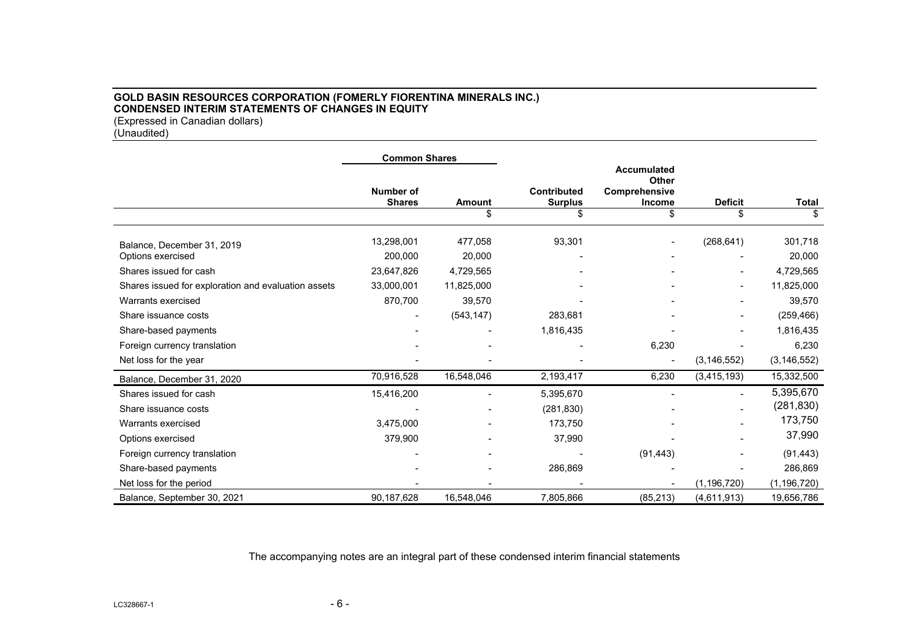**GOLD BASIN RESOURCES CORPORATION (FOMERLY FIORENTINA MINERALS INC.)**
**CONDENSED INTERIM STATEMENTS OF CHANGES IN EQUITY**
(Expressed in Canadian dollars)
(Unaudited)

| | Common Shares | | | | | |
|---|---|---|---|---|---|---|
| | **Number of Shares** | **Amount** | **Contributed Surplus** | **Accumulated Other Comprehensive Income** | **Deficit** | **Total** |
| | | $ | $ | $ | $ | $ |
| Balance, December 31, 2019 | 13,298,001 | 477,058 | 93,301 | - | (268,641) | 301,718 |
| Options exercised | 200,000 | 20,000 | - | - | - | 20,000 |
| Shares issued for cash | 23,647,826 | 4,729,565 | - | - | - | 4,729,565 |
| Shares issued for exploration and evaluation assets | 33,000,001 | 11,825,000 | - | - | - | 11,825,000 |
| Warrants exercised | 870,700 | 39,570 | - | - | - | 39,570 |
| Share issuance costs | - | (543,147) | 283,681 | - | - | (259,466) |
| Share-based payments | - | - | 1,816,435 | - | - | 1,816,435 |
| Foreign currency translation | - | - | - | 6,230 | - | 6,230 |
| Net loss for the year | - | - | - | - | (3,146,552) | (3,146,552) |
| Balance, December 31, 2020 | 70,916,528 | 16,548,046 | 2,193,417 | 6,230 | (3,415,193) | 15,332,500 |
| Shares issued for cash | 15,416,200 | - | 5,395,670 | - | - | 5,395,670 |
| Share issuance costs | - | - | (281,830) | - | - | (281,830) |
| Warrants exercised | 3,475,000 | - | 173,750 | - | - | 173,750 |
| Options exercised | 379,900 | - | 37,990 | - | - | 37,990 |
| Foreign currency translation | - | - | - | (91,443) | - | (91,443) |
| Share-based payments | - | - | 286,869 | - | - | 286,869 |
| Net loss for the period | - | - | - | - | (1,196,720) | (1,196,720) |
| Balance, September 30, 2021 | 90,187,628 | 16,548,046 | 7,805,866 | (85,213) | (4,611,913) | 19,656,786 |

The accompanying notes are an integral part of these condensed interim financial statements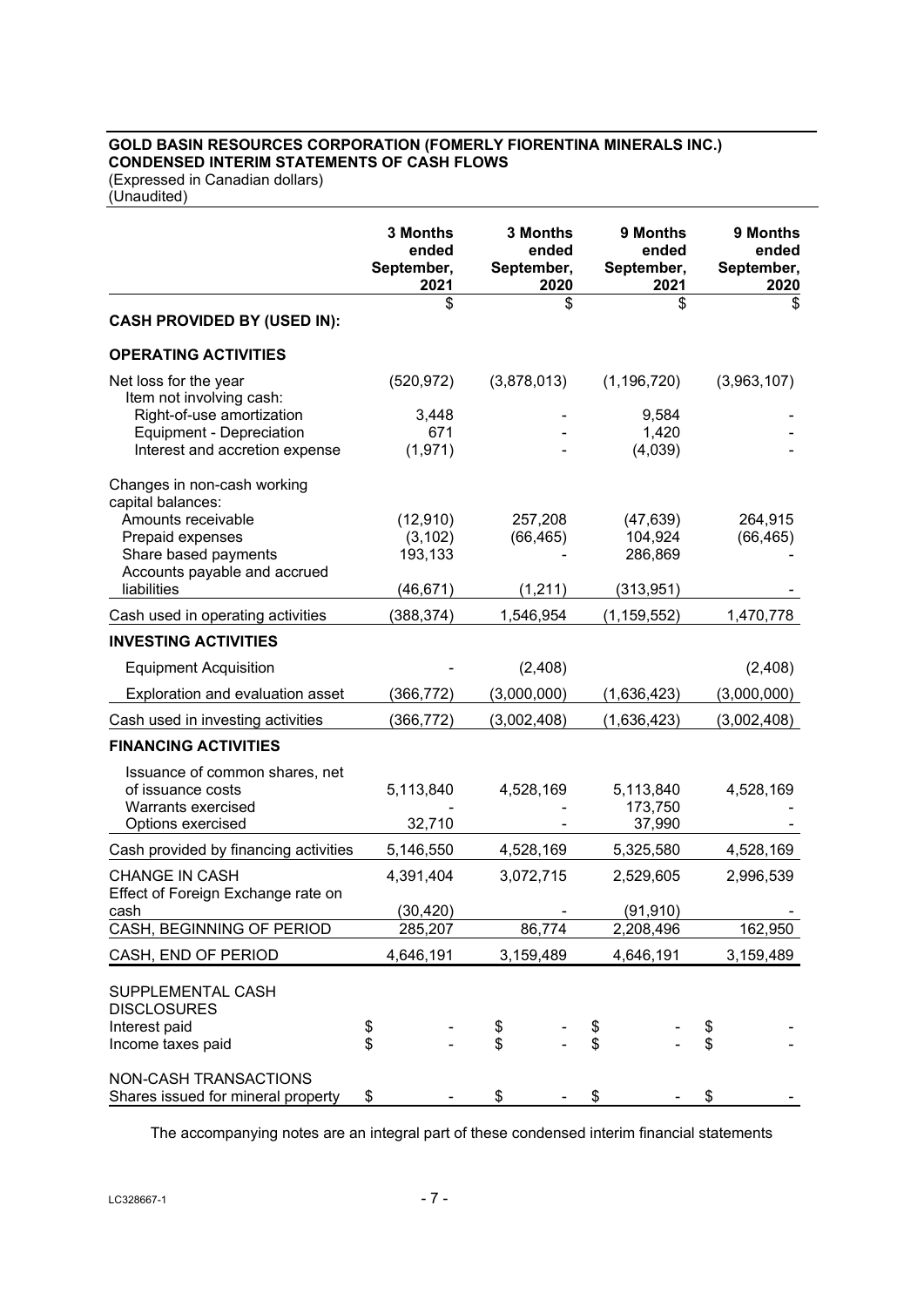**GOLD BASIN RESOURCES CORPORATION (FOMERLY FIORENTINA MINERALS INC.)**
**CONDENSED INTERIM STATEMENTS OF CASH FLOWS**
(Expressed in Canadian dollars)
(Unaudited)

| | 3 Months ended September, 2021 | 3 Months ended September, 2020 | 9 Months ended September, 2021 | 9 Months ended September, 2020 |
|---|---|---|---|---|
| | $ | $ | $ | $ |
| **CASH PROVIDED BY (USED IN):** | | | | |
| **OPERATING ACTIVITIES** | | | | |
| Net loss for the year | (520,972) | (3,878,013) | (1,196,720) | (3,963,107) |
| Item not involving cash: | | | | |
| Right-of-use amortization | 3,448 | - | 9,584 | - |
| Equipment - Depreciation | 671 | - | 1,420 | - |
| Interest and accretion expense | (1,971) | - | (4,039) | - |
| Changes in non-cash working capital balances: | | | | |
| Amounts receivable | (12,910) | 257,208 | (47,639) | 264,915 |
| Prepaid expenses | (3,102) | (66,465) | 104,924 | (66,465) |
| Share based payments | 193,133 | - | 286,869 | - |
| Accounts payable and accrued liabilities | (46,671) | (1,211) | (313,951) | - |
| Cash used in operating activities | (388,374) | 1,546,954 | (1,159,552) | 1,470,778 |
| **INVESTING ACTIVITIES** | | | | |
| Equipment Acquisition | - | (2,408) | | (2,408) |
| Exploration and evaluation asset | (366,772) | (3,000,000) | (1,636,423) | (3,000,000) |
| Cash used in investing activities | (366,772) | (3,002,408) | (1,636,423) | (3,002,408) |
| **FINANCING ACTIVITIES** | | | | |
| Issuance of common shares, net of issuance costs | 5,113,840 | 4,528,169 | 5,113,840 | 4,528,169 |
| Warrants exercised | - | - | 173,750 | - |
| Options exercised | 32,710 | - | 37,990 | - |
| Cash provided by financing activities | 5,146,550 | 4,528,169 | 5,325,580 | 4,528,169 |
| CHANGE IN CASH | 4,391,404 | 3,072,715 | 2,529,605 | 2,996,539 |
| Effect of Foreign Exchange rate on cash | (30,420) | - | (91,910) | - |
| CASH, BEGINNING OF PERIOD | 285,207 | 86,774 | 2,208,496 | 162,950 |
| CASH, END OF PERIOD | 4,646,191 | 3,159,489 | 4,646,191 | 3,159,489 |
| SUPPLEMENTAL CASH DISCLOSURES | | | | |
| Interest paid | $ - | $ - | $ - | $ - |
| Income taxes paid | $ - | $ - | $ - | $ - |
| NON-CASH TRANSACTIONS | | | | |
| Shares issued for mineral property | $ - | $ - | $ - | $ - |

The accompanying notes are an integral part of these condensed interim financial statements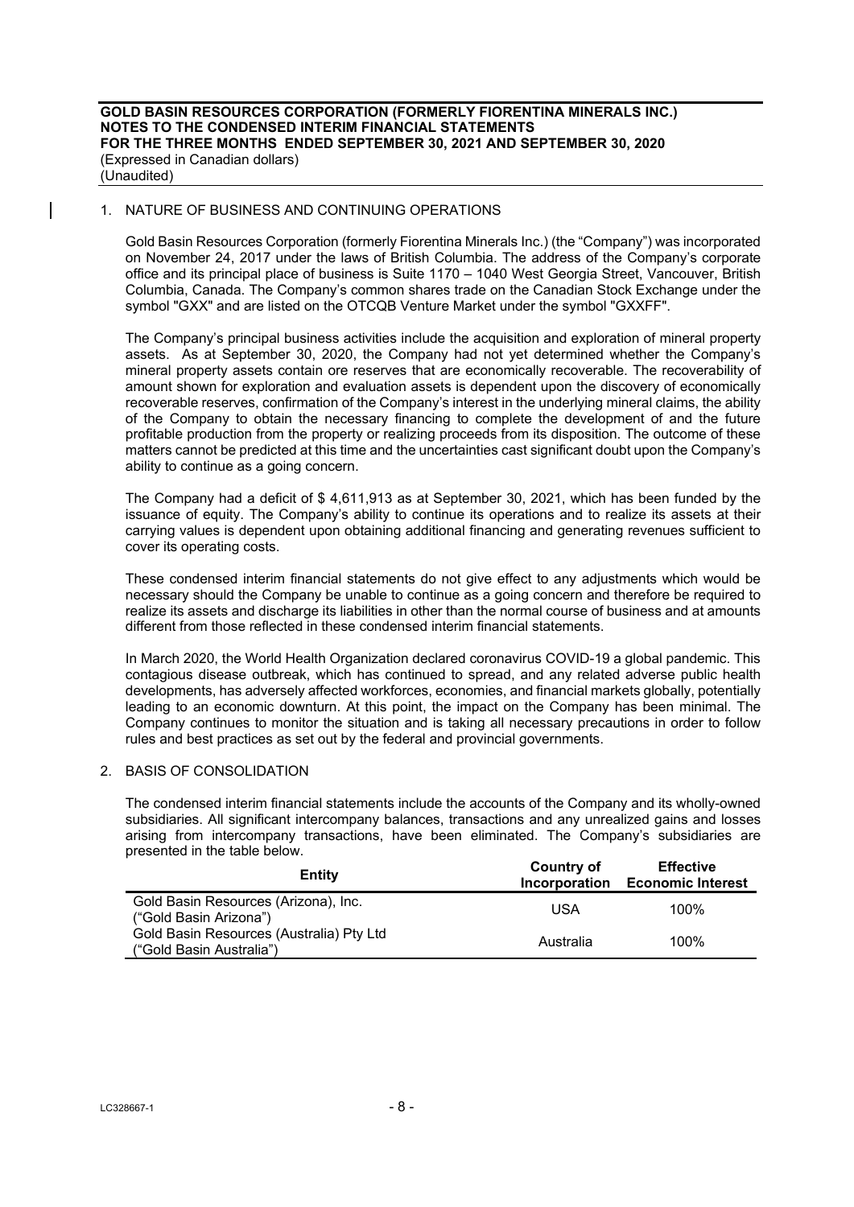# GOLD BASIN RESOURCES CORPORATION (FORMERLY FIORENTINA MINERALS INC.)
## NOTES TO THE CONDENSED INTERIM FINANCIAL STATEMENTS
## FOR THE THREE MONTHS ENDED SEPTEMBER 30, 2021 AND SEPTEMBER 30, 2020

(Expressed in Canadian dollars)
(Unaudited)

1. NATURE OF BUSINESS AND CONTINUING OPERATIONS

Gold Basin Resources Corporation (formerly Fiorentina Minerals Inc.) (the "Company") was incorporated on November 24, 2017 under the laws of British Columbia. The address of the Company's corporate office and its principal place of business is Suite 1170 – 1040 West Georgia Street, Vancouver, British Columbia, Canada. The Company's common shares trade on the Canadian Stock Exchange under the symbol "GXX" and are listed on the OTCQB Venture Market under the symbol "GXXFF".

The Company's principal business activities include the acquisition and exploration of mineral property assets. As at September 30, 2020, the Company had not yet determined whether the Company's mineral property assets contain ore reserves that are economically recoverable. The recoverability of amount shown for exploration and evaluation assets is dependent upon the discovery of economically recoverable reserves, confirmation of the Company's interest in the underlying mineral claims, the ability of the Company to obtain the necessary financing to complete the development of and the future profitable production from the property or realizing proceeds from its disposition. The outcome of these matters cannot be predicted at this time and the uncertainties cast significant doubt upon the Company's ability to continue as a going concern.

The Company had a deficit of $ 4,611,913 as at September 30, 2021, which has been funded by the issuance of equity. The Company's ability to continue its operations and to realize its assets at their carrying values is dependent upon obtaining additional financing and generating revenues sufficient to cover its operating costs.

These condensed interim financial statements do not give effect to any adjustments which would be necessary should the Company be unable to continue as a going concern and therefore be required to realize its assets and discharge its liabilities in other than the normal course of business and at amounts different from those reflected in these condensed interim financial statements.

In March 2020, the World Health Organization declared coronavirus COVID-19 a global pandemic. This contagious disease outbreak, which has continued to spread, and any related adverse public health developments, has adversely affected workforces, economies, and financial markets globally, potentially leading to an economic downturn. At this point, the impact on the Company has been minimal. The Company continues to monitor the situation and is taking all necessary precautions in order to follow rules and best practices as set out by the federal and provincial governments.

2. BASIS OF CONSOLIDATION

The condensed interim financial statements include the accounts of the Company and its wholly-owned subsidiaries. All significant intercompany balances, transactions and any unrealized gains and losses arising from intercompany transactions, have been eliminated. The Company's subsidiaries are presented in the table below.

| Entity | Country of Incorporation | Effective Economic Interest |
|---|---|---|
| Gold Basin Resources (Arizona), Inc. ("Gold Basin Arizona") | USA | 100% |
| Gold Basin Resources (Australia) Pty Ltd ("Gold Basin Australia") | Australia | 100% |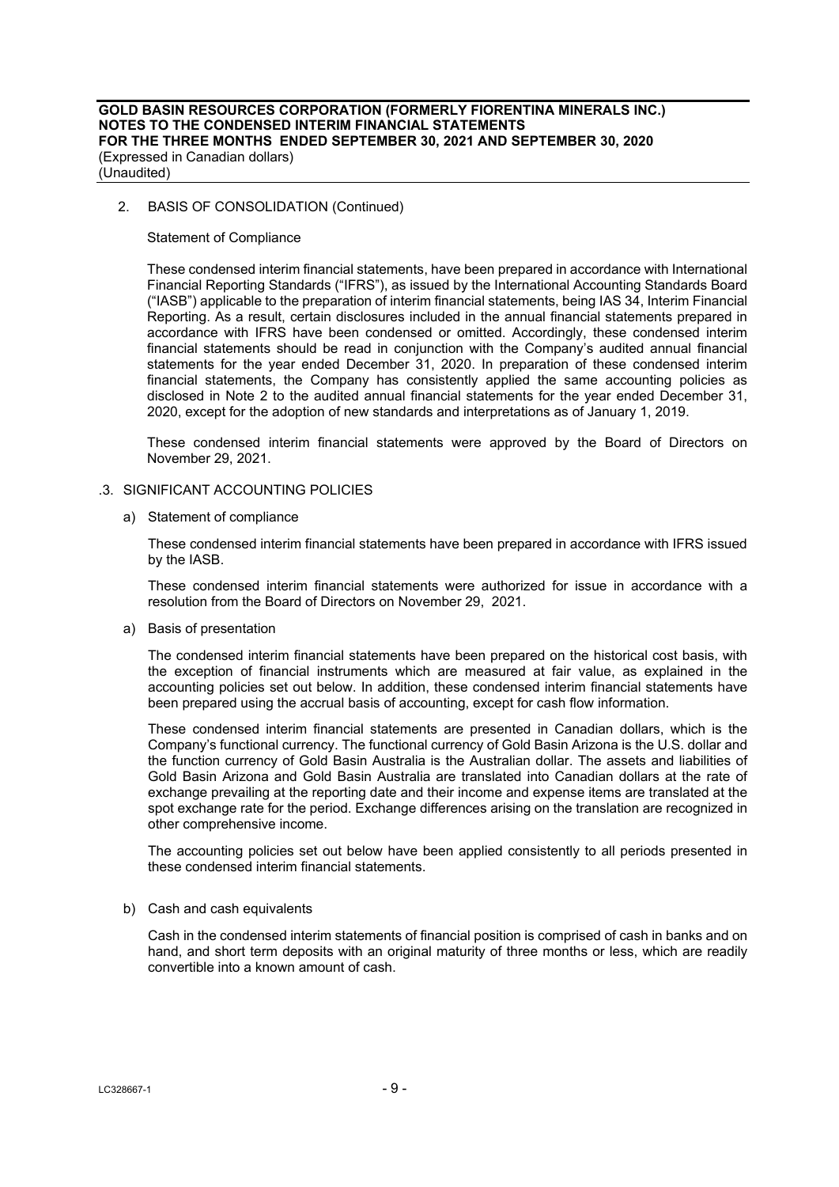## 2. BASIS OF CONSOLIDATION (Continued)

### Statement of Compliance

These condensed interim financial statements, have been prepared in accordance with International Financial Reporting Standards ("IFRS"), as issued by the International Accounting Standards Board ("IASB") applicable to the preparation of interim financial statements, being IAS 34, Interim Financial Reporting. As a result, certain disclosures included in the annual financial statements prepared in accordance with IFRS have been condensed or omitted. Accordingly, these condensed interim financial statements should be read in conjunction with the Company's audited annual financial statements for the year ended December 31, 2020. In preparation of these condensed interim financial statements, the Company has consistently applied the same accounting policies as disclosed in Note 2 to the audited annual financial statements for the year ended December 31, 2020, except for the adoption of new standards and interpretations as of January 1, 2019.

These condensed interim financial statements were approved by the Board of Directors on November 29, 2021.

## .3. SIGNIFICANT ACCOUNTING POLICIES

a) Statement of compliance

These condensed interim financial statements have been prepared in accordance with IFRS issued by the IASB.

These condensed interim financial statements were authorized for issue in accordance with a resolution from the Board of Directors on November 29, 2021.

a) Basis of presentation

The condensed interim financial statements have been prepared on the historical cost basis, with the exception of financial instruments which are measured at fair value, as explained in the accounting policies set out below. In addition, these condensed interim financial statements have been prepared using the accrual basis of accounting, except for cash flow information.

These condensed interim financial statements are presented in Canadian dollars, which is the Company's functional currency. The functional currency of Gold Basin Arizona is the U.S. dollar and the function currency of Gold Basin Australia is the Australian dollar. The assets and liabilities of Gold Basin Arizona and Gold Basin Australia are translated into Canadian dollars at the rate of exchange prevailing at the reporting date and their income and expense items are translated at the spot exchange rate for the period. Exchange differences arising on the translation are recognized in other comprehensive income.

The accounting policies set out below have been applied consistently to all periods presented in these condensed interim financial statements.

b) Cash and cash equivalents

Cash in the condensed interim statements of financial position is comprised of cash in banks and on hand, and short term deposits with an original maturity of three months or less, which are readily convertible into a known amount of cash.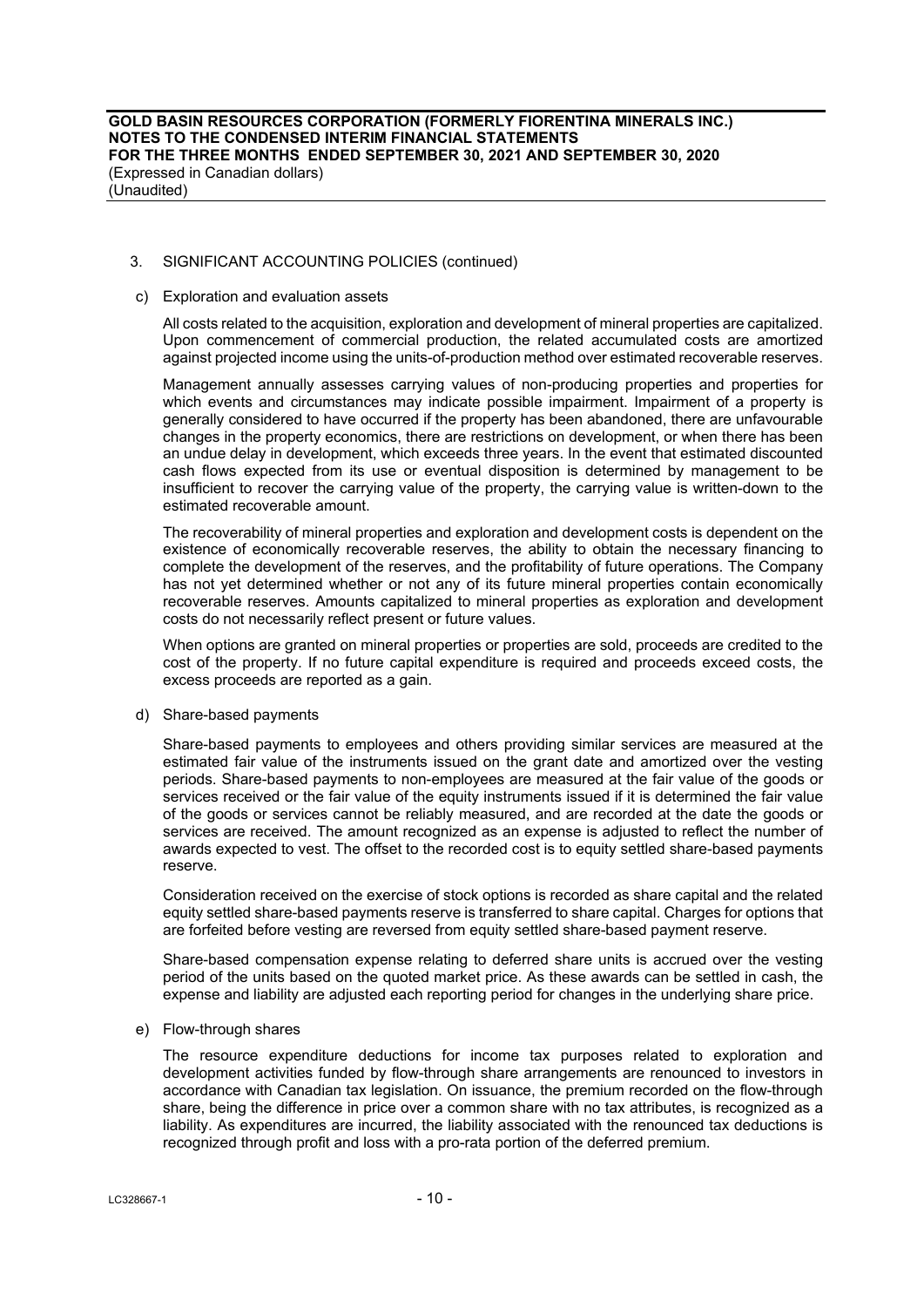3. SIGNIFICANT ACCOUNTING POLICIES (continued)

c) Exploration and evaluation assets

All costs related to the acquisition, exploration and development of mineral properties are capitalized. Upon commencement of commercial production, the related accumulated costs are amortized against projected income using the units-of-production method over estimated recoverable reserves.

Management annually assesses carrying values of non-producing properties and properties for which events and circumstances may indicate possible impairment. Impairment of a property is generally considered to have occurred if the property has been abandoned, there are unfavourable changes in the property economics, there are restrictions on development, or when there has been an undue delay in development, which exceeds three years. In the event that estimated discounted cash flows expected from its use or eventual disposition is determined by management to be insufficient to recover the carrying value of the property, the carrying value is written-down to the estimated recoverable amount.

The recoverability of mineral properties and exploration and development costs is dependent on the existence of economically recoverable reserves, the ability to obtain the necessary financing to complete the development of the reserves, and the profitability of future operations. The Company has not yet determined whether or not any of its future mineral properties contain economically recoverable reserves. Amounts capitalized to mineral properties as exploration and development costs do not necessarily reflect present or future values.

When options are granted on mineral properties or properties are sold, proceeds are credited to the cost of the property. If no future capital expenditure is required and proceeds exceed costs, the excess proceeds are reported as a gain.

d) Share-based payments

Share-based payments to employees and others providing similar services are measured at the estimated fair value of the instruments issued on the grant date and amortized over the vesting periods. Share-based payments to non-employees are measured at the fair value of the goods or services received or the fair value of the equity instruments issued if it is determined the fair value of the goods or services cannot be reliably measured, and are recorded at the date the goods or services are received. The amount recognized as an expense is adjusted to reflect the number of awards expected to vest. The offset to the recorded cost is to equity settled share-based payments reserve.

Consideration received on the exercise of stock options is recorded as share capital and the related equity settled share-based payments reserve is transferred to share capital. Charges for options that are forfeited before vesting are reversed from equity settled share-based payment reserve.

Share-based compensation expense relating to deferred share units is accrued over the vesting period of the units based on the quoted market price. As these awards can be settled in cash, the expense and liability are adjusted each reporting period for changes in the underlying share price.

e) Flow-through shares

The resource expenditure deductions for income tax purposes related to exploration and development activities funded by flow-through share arrangements are renounced to investors in accordance with Canadian tax legislation. On issuance, the premium recorded on the flow-through share, being the difference in price over a common share with no tax attributes, is recognized as a liability. As expenditures are incurred, the liability associated with the renounced tax deductions is recognized through profit and loss with a pro-rata portion of the deferred premium.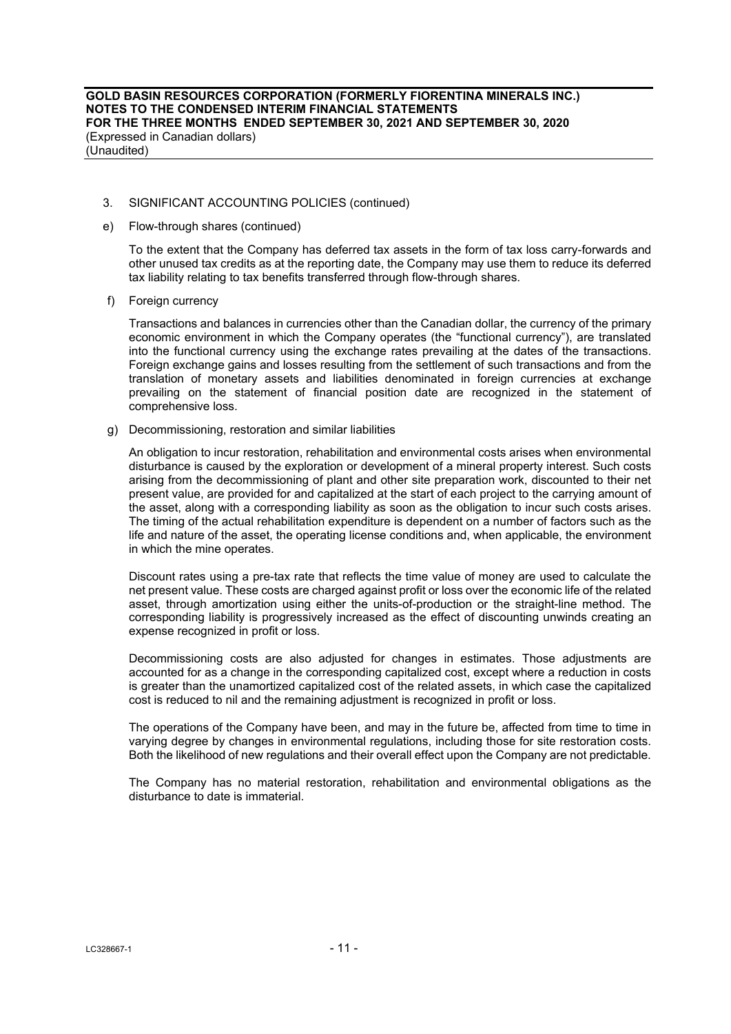3. SIGNIFICANT ACCOUNTING POLICIES (continued)

e) Flow-through shares (continued)

To the extent that the Company has deferred tax assets in the form of tax loss carry-forwards and other unused tax credits as at the reporting date, the Company may use them to reduce its deferred tax liability relating to tax benefits transferred through flow-through shares.

f) Foreign currency

Transactions and balances in currencies other than the Canadian dollar, the currency of the primary economic environment in which the Company operates (the "functional currency"), are translated into the functional currency using the exchange rates prevailing at the dates of the transactions. Foreign exchange gains and losses resulting from the settlement of such transactions and from the translation of monetary assets and liabilities denominated in foreign currencies at exchange prevailing on the statement of financial position date are recognized in the statement of comprehensive loss.

g) Decommissioning, restoration and similar liabilities

An obligation to incur restoration, rehabilitation and environmental costs arises when environmental disturbance is caused by the exploration or development of a mineral property interest. Such costs arising from the decommissioning of plant and other site preparation work, discounted to their net present value, are provided for and capitalized at the start of each project to the carrying amount of the asset, along with a corresponding liability as soon as the obligation to incur such costs arises. The timing of the actual rehabilitation expenditure is dependent on a number of factors such as the life and nature of the asset, the operating license conditions and, when applicable, the environment in which the mine operates.

Discount rates using a pre-tax rate that reflects the time value of money are used to calculate the net present value. These costs are charged against profit or loss over the economic life of the related asset, through amortization using either the units-of-production or the straight-line method. The corresponding liability is progressively increased as the effect of discounting unwinds creating an expense recognized in profit or loss.

Decommissioning costs are also adjusted for changes in estimates. Those adjustments are accounted for as a change in the corresponding capitalized cost, except where a reduction in costs is greater than the unamortized capitalized cost of the related assets, in which case the capitalized cost is reduced to nil and the remaining adjustment is recognized in profit or loss.

The operations of the Company have been, and may in the future be, affected from time to time in varying degree by changes in environmental regulations, including those for site restoration costs. Both the likelihood of new regulations and their overall effect upon the Company are not predictable.

The Company has no material restoration, rehabilitation and environmental obligations as the disturbance to date is immaterial.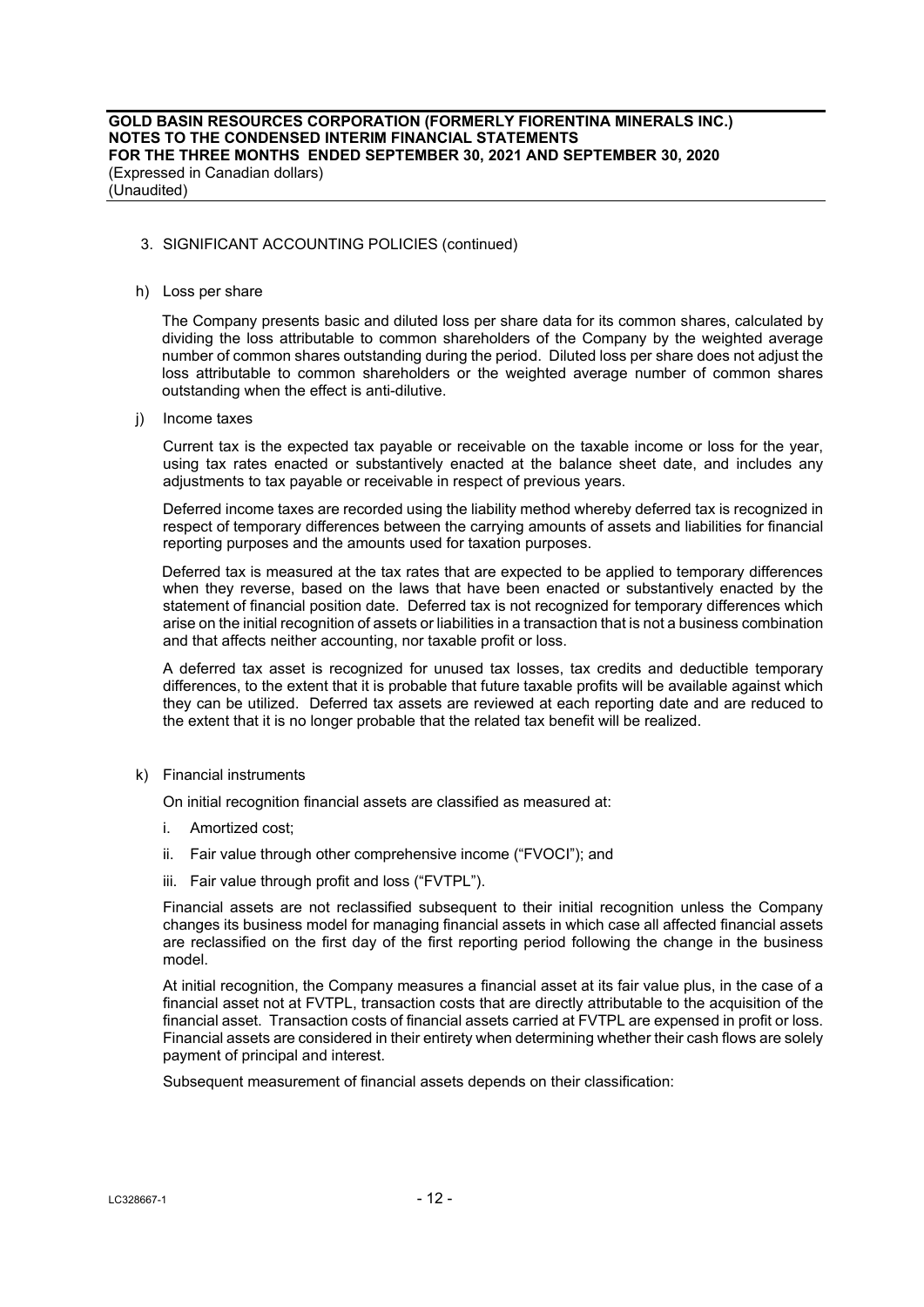3. SIGNIFICANT ACCOUNTING POLICIES (continued)

h) Loss per share

The Company presents basic and diluted loss per share data for its common shares, calculated by dividing the loss attributable to common shareholders of the Company by the weighted average number of common shares outstanding during the period. Diluted loss per share does not adjust the loss attributable to common shareholders or the weighted average number of common shares outstanding when the effect is anti-dilutive.

j) Income taxes

Current tax is the expected tax payable or receivable on the taxable income or loss for the year, using tax rates enacted or substantively enacted at the balance sheet date, and includes any adjustments to tax payable or receivable in respect of previous years.

Deferred income taxes are recorded using the liability method whereby deferred tax is recognized in respect of temporary differences between the carrying amounts of assets and liabilities for financial reporting purposes and the amounts used for taxation purposes.

Deferred tax is measured at the tax rates that are expected to be applied to temporary differences when they reverse, based on the laws that have been enacted or substantively enacted by the statement of financial position date. Deferred tax is not recognized for temporary differences which arise on the initial recognition of assets or liabilities in a transaction that is not a business combination and that affects neither accounting, nor taxable profit or loss.

A deferred tax asset is recognized for unused tax losses, tax credits and deductible temporary differences, to the extent that it is probable that future taxable profits will be available against which they can be utilized. Deferred tax assets are reviewed at each reporting date and are reduced to the extent that it is no longer probable that the related tax benefit will be realized.

k) Financial instruments

On initial recognition financial assets are classified as measured at:

i. Amortized cost;
ii. Fair value through other comprehensive income ("FVOCI"); and
iii. Fair value through profit and loss ("FVTPL").

Financial assets are not reclassified subsequent to their initial recognition unless the Company changes its business model for managing financial assets in which case all affected financial assets are reclassified on the first day of the first reporting period following the change in the business model.

At initial recognition, the Company measures a financial asset at its fair value plus, in the case of a financial asset not at FVTPL, transaction costs that are directly attributable to the acquisition of the financial asset. Transaction costs of financial assets carried at FVTPL are expensed in profit or loss. Financial assets are considered in their entirety when determining whether their cash flows are solely payment of principal and interest.

Subsequent measurement of financial assets depends on their classification: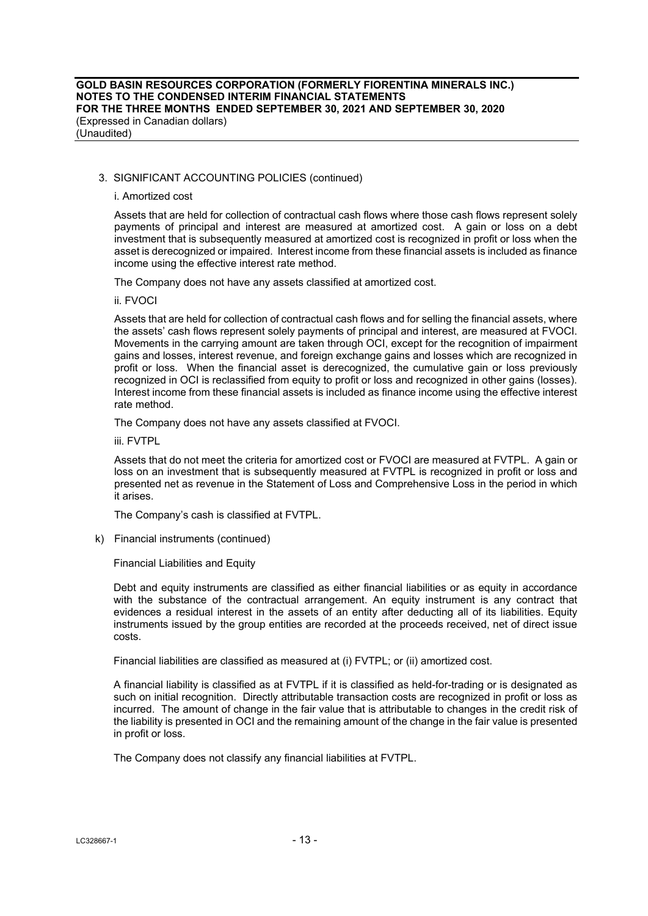3. SIGNIFICANT ACCOUNTING POLICIES (continued)

i. Amortized cost

Assets that are held for collection of contractual cash flows where those cash flows represent solely payments of principal and interest are measured at amortized cost. A gain or loss on a debt investment that is subsequently measured at amortized cost is recognized in profit or loss when the asset is derecognized or impaired. Interest income from these financial assets is included as finance income using the effective interest rate method.

The Company does not have any assets classified at amortized cost.

ii. FVOCI

Assets that are held for collection of contractual cash flows and for selling the financial assets, where the assets' cash flows represent solely payments of principal and interest, are measured at FVOCI. Movements in the carrying amount are taken through OCI, except for the recognition of impairment gains and losses, interest revenue, and foreign exchange gains and losses which are recognized in profit or loss. When the financial asset is derecognized, the cumulative gain or loss previously recognized in OCI is reclassified from equity to profit or loss and recognized in other gains (losses). Interest income from these financial assets is included as finance income using the effective interest rate method.

The Company does not have any assets classified at FVOCI.

iii. FVTPL

Assets that do not meet the criteria for amortized cost or FVOCI are measured at FVTPL. A gain or loss on an investment that is subsequently measured at FVTPL is recognized in profit or loss and presented net as revenue in the Statement of Loss and Comprehensive Loss in the period in which it arises.

The Company's cash is classified at FVTPL.

k) Financial instruments (continued)

Financial Liabilities and Equity

Debt and equity instruments are classified as either financial liabilities or as equity in accordance with the substance of the contractual arrangement. An equity instrument is any contract that evidences a residual interest in the assets of an entity after deducting all of its liabilities. Equity instruments issued by the group entities are recorded at the proceeds received, net of direct issue costs.

Financial liabilities are classified as measured at (i) FVTPL; or (ii) amortized cost.

A financial liability is classified as at FVTPL if it is classified as held-for-trading or is designated as such on initial recognition. Directly attributable transaction costs are recognized in profit or loss as incurred. The amount of change in the fair value that is attributable to changes in the credit risk of the liability is presented in OCI and the remaining amount of the change in the fair value is presented in profit or loss.

The Company does not classify any financial liabilities at FVTPL.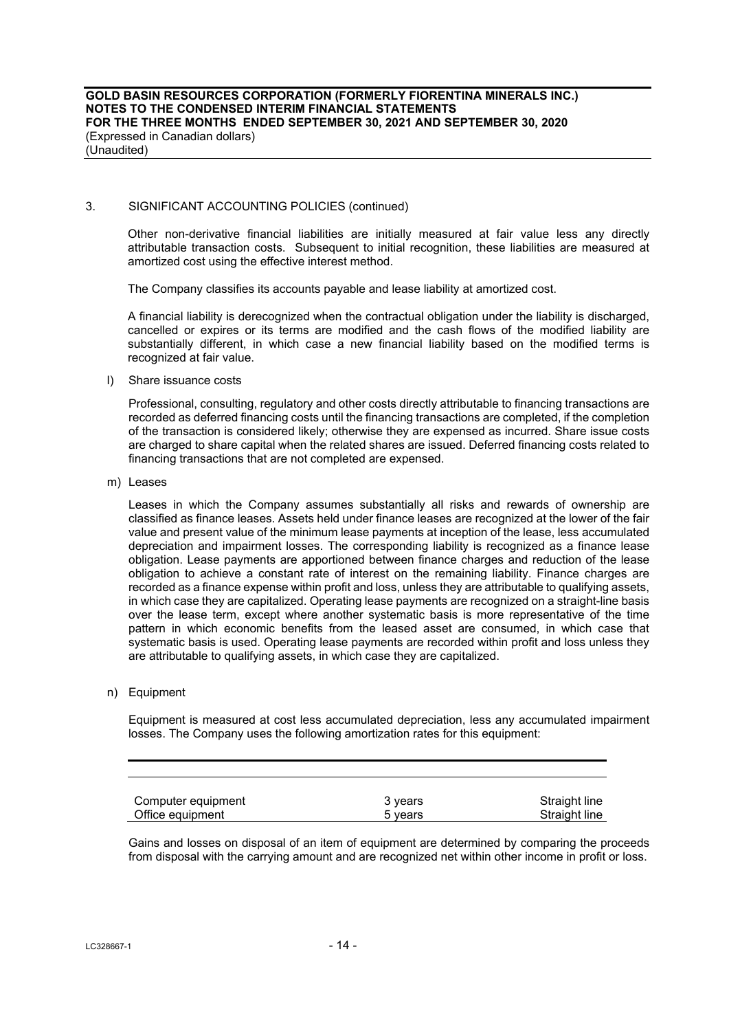3. SIGNIFICANT ACCOUNTING POLICIES (continued)

Other non-derivative financial liabilities are initially measured at fair value less any directly attributable transaction costs. Subsequent to initial recognition, these liabilities are measured at amortized cost using the effective interest method.

The Company classifies its accounts payable and lease liability at amortized cost.

A financial liability is derecognized when the contractual obligation under the liability is discharged, cancelled or expires or its terms are modified and the cash flows of the modified liability are substantially different, in which case a new financial liability based on the modified terms is recognized at fair value.

l) Share issuance costs

Professional, consulting, regulatory and other costs directly attributable to financing transactions are recorded as deferred financing costs until the financing transactions are completed, if the completion of the transaction is considered likely; otherwise they are expensed as incurred. Share issue costs are charged to share capital when the related shares are issued. Deferred financing costs related to financing transactions that are not completed are expensed.

m) Leases

Leases in which the Company assumes substantially all risks and rewards of ownership are classified as finance leases. Assets held under finance leases are recognized at the lower of the fair value and present value of the minimum lease payments at inception of the lease, less accumulated depreciation and impairment losses. The corresponding liability is recognized as a finance lease obligation. Lease payments are apportioned between finance charges and reduction of the lease obligation to achieve a constant rate of interest on the remaining liability. Finance charges are recorded as a finance expense within profit and loss, unless they are attributable to qualifying assets, in which case they are capitalized. Operating lease payments are recognized on a straight-line basis over the lease term, except where another systematic basis is more representative of the time pattern in which economic benefits from the leased asset are consumed, in which case that systematic basis is used. Operating lease payments are recorded within profit and loss unless they are attributable to qualifying assets, in which case they are capitalized.

n) Equipment

Equipment is measured at cost less accumulated depreciation, less any accumulated impairment losses. The Company uses the following amortization rates for this equipment:

| | | |
|---|---|---|
| Computer equipment | 3 years | Straight line |
| Office equipment | 5 years | Straight line |

Gains and losses on disposal of an item of equipment are determined by comparing the proceeds from disposal with the carrying amount and are recognized net within other income in profit or loss.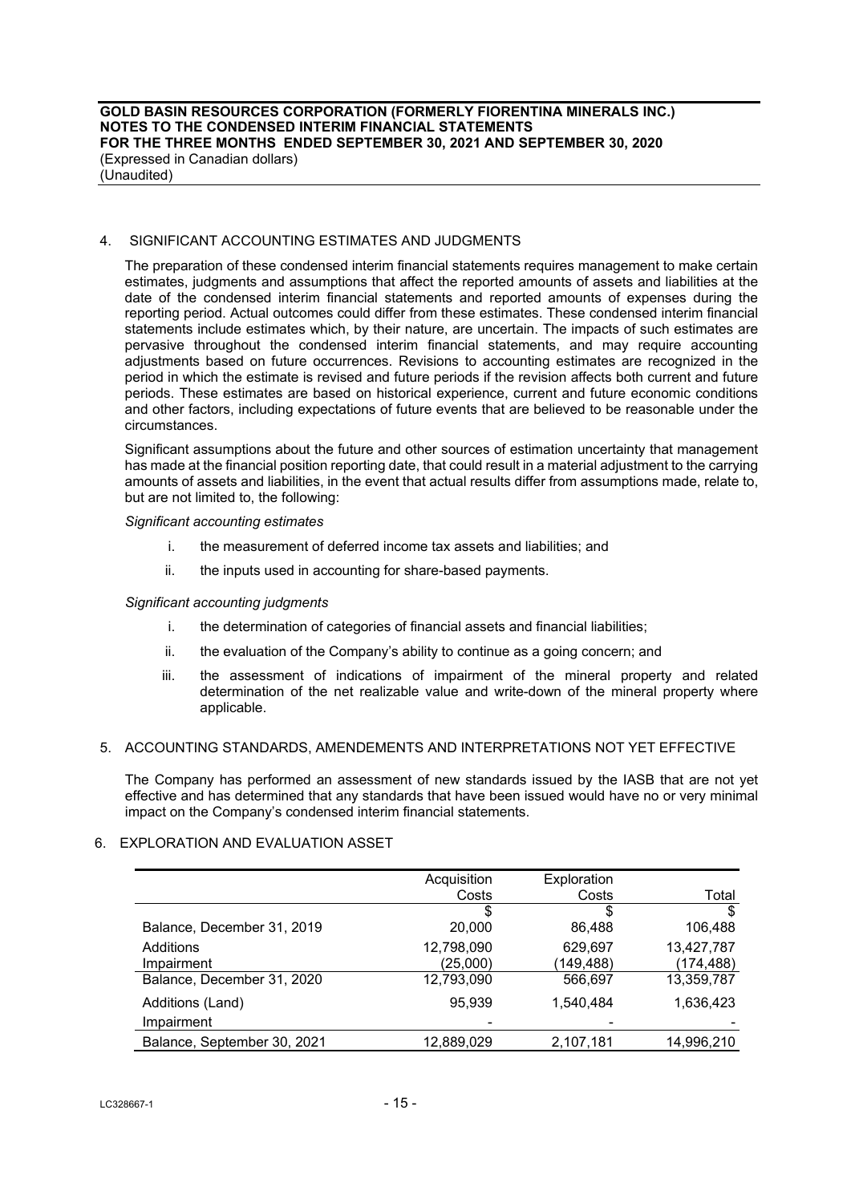## 4. SIGNIFICANT ACCOUNTING ESTIMATES AND JUDGMENTS

The preparation of these condensed interim financial statements requires management to make certain estimates, judgments and assumptions that affect the reported amounts of assets and liabilities at the date of the condensed interim financial statements and reported amounts of expenses during the reporting period. Actual outcomes could differ from these estimates. These condensed interim financial statements include estimates which, by their nature, are uncertain. The impacts of such estimates are pervasive throughout the condensed interim financial statements, and may require accounting adjustments based on future occurrences. Revisions to accounting estimates are recognized in the period in which the estimate is revised and future periods if the revision affects both current and future periods. These estimates are based on historical experience, current and future economic conditions and other factors, including expectations of future events that are believed to be reasonable under the circumstances.

Significant assumptions about the future and other sources of estimation uncertainty that management has made at the financial position reporting date, that could result in a material adjustment to the carrying amounts of assets and liabilities, in the event that actual results differ from assumptions made, relate to, but are not limited to, the following:

*Significant accounting estimates*

i. the measurement of deferred income tax assets and liabilities; and

ii. the inputs used in accounting for share-based payments.

*Significant accounting judgments*

i. the determination of categories of financial assets and financial liabilities;

ii. the evaluation of the Company's ability to continue as a going concern; and

iii. the assessment of indications of impairment of the mineral property and related determination of the net realizable value and write-down of the mineral property where applicable.

## 5. ACCOUNTING STANDARDS, AMENDEMENTS AND INTERPRETATIONS NOT YET EFFECTIVE

The Company has performed an assessment of new standards issued by the IASB that are not yet effective and has determined that any standards that have been issued would have no or very minimal impact on the Company's condensed interim financial statements.

## 6. EXPLORATION AND EVALUATION ASSET

| | Acquisition Costs | Exploration Costs | Total |
|---|---|---|---|
| | $ | $ | $ |
| Balance, December 31, 2019 | 20,000 | 86,488 | 106,488 |
| Additions | 12,798,090 | 629,697 | 13,427,787 |
| Impairment | (25,000) | (149,488) | (174,488) |
| Balance, December 31, 2020 | 12,793,090 | 566,697 | 13,359,787 |
| Additions (Land) | 95,939 | 1,540,484 | 1,636,423 |
| Impairment | - | - | - |
| Balance, September 30, 2021 | 12,889,029 | 2,107,181 | 14,996,210 |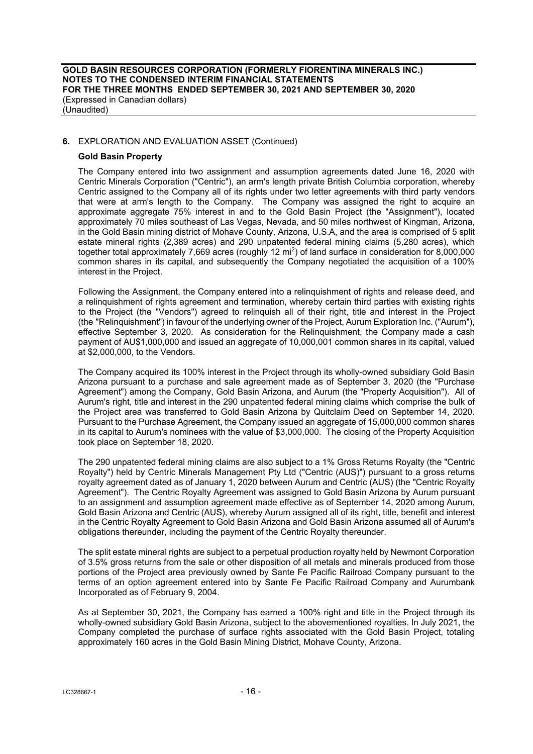**6.** EXPLORATION AND EVALUATION ASSET (Continued)

**Gold Basin Property**

The Company entered into two assignment and assumption agreements dated June 16, 2020 with Centric Minerals Corporation ("Centric"), an arm's length private British Columbia corporation, whereby Centric assigned to the Company all of its rights under two letter agreements with third party vendors that were at arm's length to the Company. The Company was assigned the right to acquire an approximate aggregate 75% interest in and to the Gold Basin Project (the "Assignment"), located approximately 70 miles southeast of Las Vegas, Nevada, and 50 miles northwest of Kingman, Arizona, in the Gold Basin mining district of Mohave County, Arizona, U.S.A, and the area is comprised of 5 split estate mineral rights (2,389 acres) and 290 unpatented federal mining claims (5,280 acres), which together total approximately 7,669 acres (roughly 12 $mi^2$) of land surface in consideration for 8,000,000 common shares in its capital, and subsequently the Company negotiated the acquisition of a 100% interest in the Project.

Following the Assignment, the Company entered into a relinquishment of rights and release deed, and a relinquishment of rights agreement and termination, whereby certain third parties with existing rights to the Project (the "Vendors") agreed to relinquish all of their right, title and interest in the Project (the "Relinquishment") in favour of the underlying owner of the Project, Aurum Exploration Inc. ("Aurum"), effective September 3, 2020. As consideration for the Relinquishment, the Company made a cash payment of AU$1,000,000 and issued an aggregate of 10,000,001 common shares in its capital, valued at $2,000,000, to the Vendors.

The Company acquired its 100% interest in the Project through its wholly-owned subsidiary Gold Basin Arizona pursuant to a purchase and sale agreement made as of September 3, 2020 (the "Purchase Agreement") among the Company, Gold Basin Arizona, and Aurum (the "Property Acquisition"). All of Aurum's right, title and interest in the 290 unpatented federal mining claims which comprise the bulk of the Project area was transferred to Gold Basin Arizona by Quitclaim Deed on September 14, 2020. Pursuant to the Purchase Agreement, the Company issued an aggregate of 15,000,000 common shares in its capital to Aurum's nominees with the value of $3,000,000. The closing of the Property Acquisition took place on September 18, 2020.

The 290 unpatented federal mining claims are also subject to a 1% Gross Returns Royalty (the "Centric Royalty") held by Centric Minerals Management Pty Ltd ("Centric (AUS)") pursuant to a gross returns royalty agreement dated as of January 1, 2020 between Aurum and Centric (AUS) (the "Centric Royalty Agreement"). The Centric Royalty Agreement was assigned to Gold Basin Arizona by Aurum pursuant to an assignment and assumption agreement made effective as of September 14, 2020 among Aurum, Gold Basin Arizona and Centric (AUS), whereby Aurum assigned all of its right, title, benefit and interest in the Centric Royalty Agreement to Gold Basin Arizona and Gold Basin Arizona assumed all of Aurum's obligations thereunder, including the payment of the Centric Royalty thereunder.

The split estate mineral rights are subject to a perpetual production royalty held by Newmont Corporation of 3.5% gross returns from the sale or other disposition of all metals and minerals produced from those portions of the Project area previously owned by Sante Fe Pacific Railroad Company pursuant to the terms of an option agreement entered into by Sante Fe Pacific Railroad Company and Aurumbank Incorporated as of February 9, 2004.

As at September 30, 2021, the Company has earned a 100% right and title in the Project through its wholly-owned subsidiary Gold Basin Arizona, subject to the abovementioned royalties. In July 2021, the Company completed the purchase of surface rights associated with the Gold Basin Project, totaling approximately 160 acres in the Gold Basin Mining District, Mohave County, Arizona.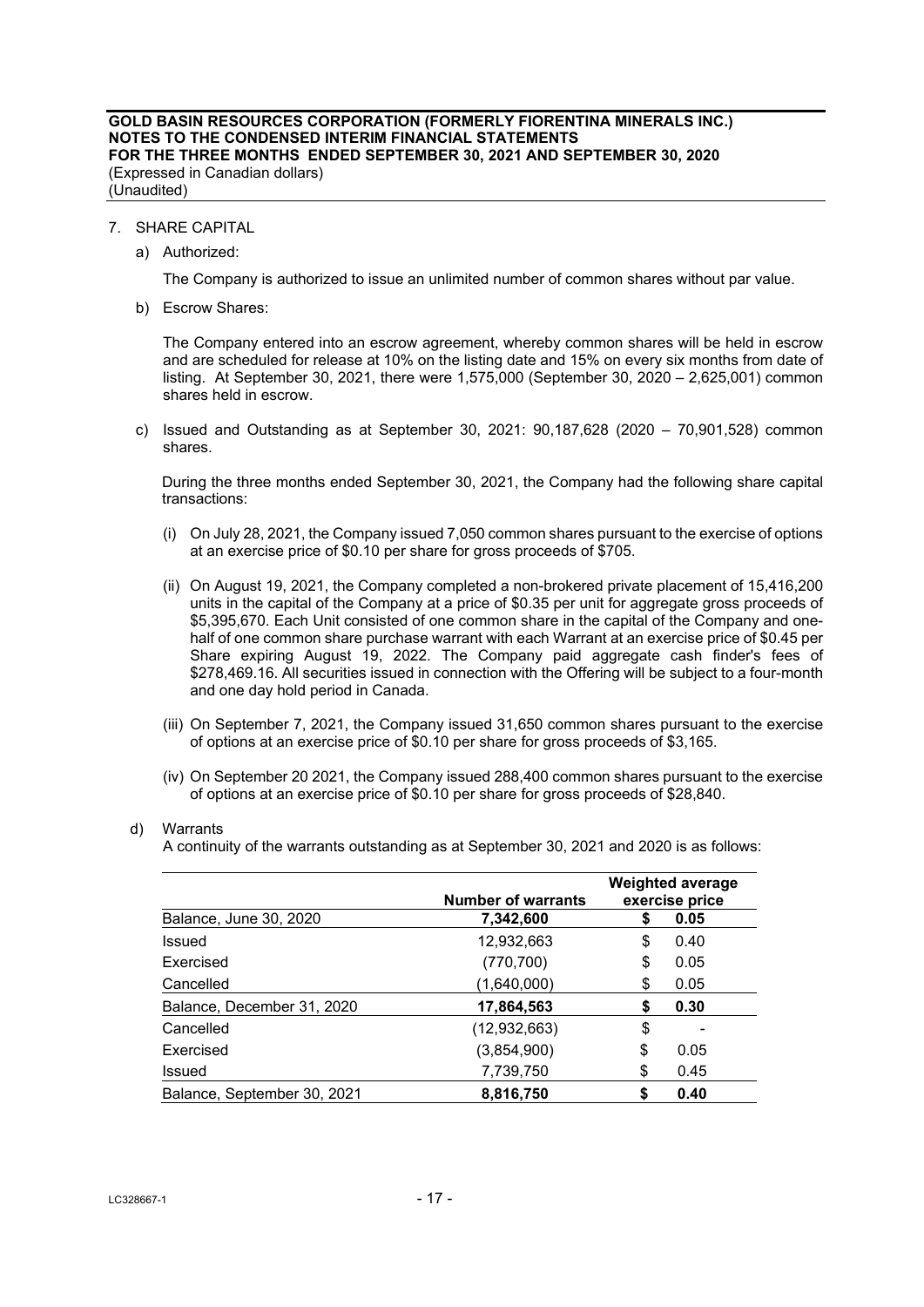## 7. SHARE CAPITAL

a) Authorized:

The Company is authorized to issue an unlimited number of common shares without par value.

b) Escrow Shares:

The Company entered into an escrow agreement, whereby common shares will be held in escrow and are scheduled for release at 10% on the listing date and 15% on every six months from date of listing. At September 30, 2021, there were 1,575,000 (September 30, 2020 – 2,625,001) common shares held in escrow.

c) Issued and Outstanding as at September 30, 2021: 90,187,628 (2020 – 70,901,528) common shares.

During the three months ended September 30, 2021, the Company had the following share capital transactions:

(i) On July 28, 2021, the Company issued 7,050 common shares pursuant to the exercise of options at an exercise price of $0.10 per share for gross proceeds of $705.

(ii) On August 19, 2021, the Company completed a non-brokered private placement of 15,416,200 units in the capital of the Company at a price of $0.35 per unit for aggregate gross proceeds of $5,395,670. Each Unit consisted of one common share in the capital of the Company and one-half of one common share purchase warrant with each Warrant at an exercise price of $0.45 per Share expiring August 19, 2022. The Company paid aggregate cash finder's fees of $278,469.16. All securities issued in connection with the Offering will be subject to a four-month and one day hold period in Canada.

(iii) On September 7, 2021, the Company issued 31,650 common shares pursuant to the exercise of options at an exercise price of $0.10 per share for gross proceeds of $3,165.

(iv) On September 20 2021, the Company issued 288,400 common shares pursuant to the exercise of options at an exercise price of $0.10 per share for gross proceeds of $28,840.

d) Warrants

A continuity of the warrants outstanding as at September 30, 2021 and 2020 is as follows:

| | Number of warrants | Weighted average exercise price |
|---|---|---|
| Balance, June 30, 2020 | **7,342,600** | **$ 0.05** |
| Issued | 12,932,663 | $ 0.40 |
| Exercised | (770,700) | $ 0.05 |
| Cancelled | (1,640,000) | $ 0.05 |
| Balance, December 31, 2020 | **17,864,563** | **$ 0.30** |
| Cancelled | (12,932,663) | $ - |
| Exercised | (3,854,900) | $ 0.05 |
| Issued | 7,739,750 | $ 0.45 |
| Balance, September 30, 2021 | **8,816,750** | **$ 0.40** |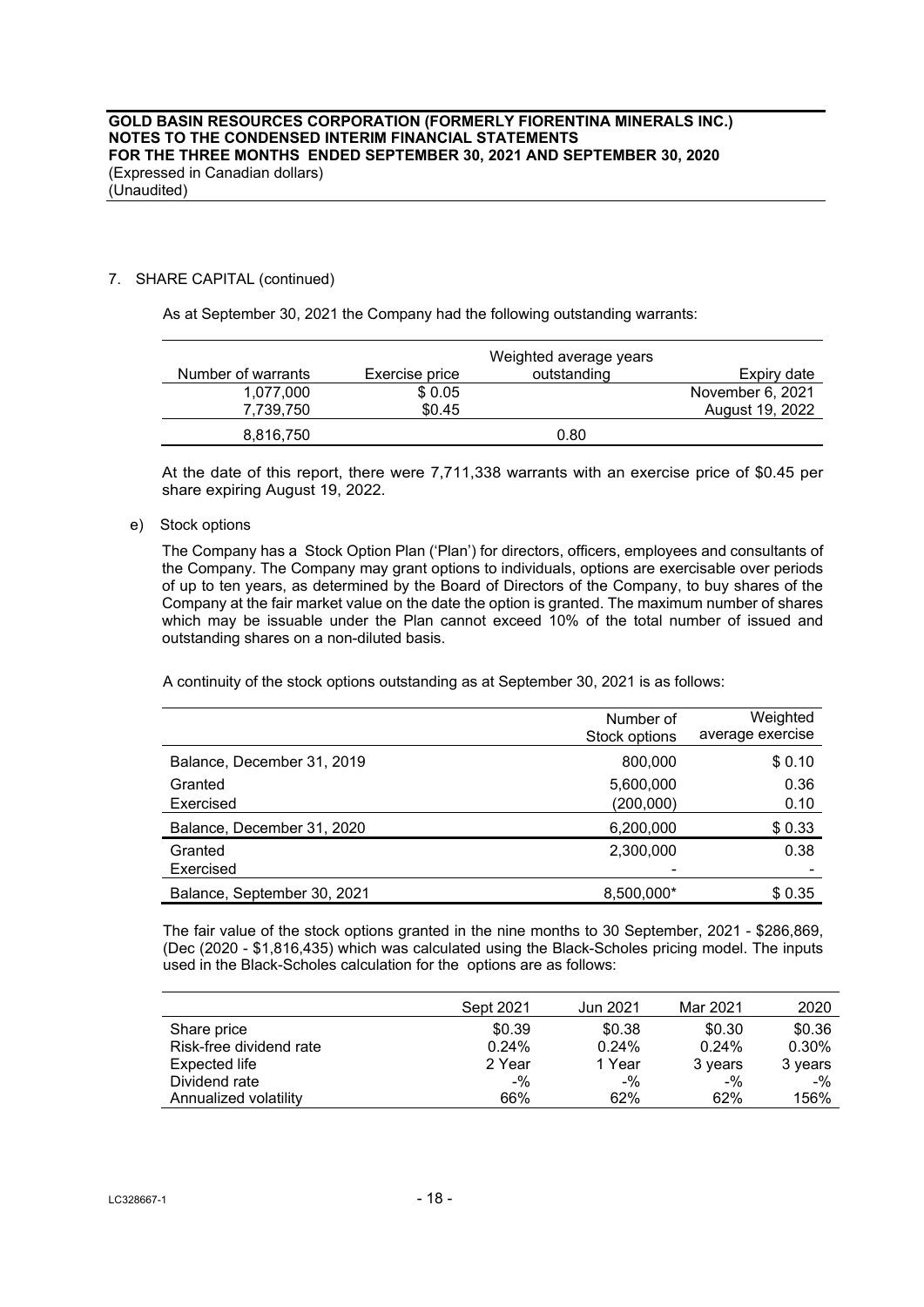7. SHARE CAPITAL (continued)

As at September 30, 2021 the Company had the following outstanding warrants:

| Number of warrants | Exercise price | Weighted average years outstanding | Expiry date |
|---|---|---|---|
| 1,077,000 | \$ 0.05 | | November 6, 2021 |
| 7,739,750 | \$0.45 | | August 19, 2022 |
| 8,816,750 | | 0.80 | |

At the date of this report, there were 7,711,338 warrants with an exercise price of \$0.45 per share expiring August 19, 2022.

e) Stock options

The Company has a Stock Option Plan ('Plan') for directors, officers, employees and consultants of the Company. The Company may grant options to individuals, options are exercisable over periods of up to ten years, as determined by the Board of Directors of the Company, to buy shares of the Company at the fair market value on the date the option is granted. The maximum number of shares which may be issuable under the Plan cannot exceed 10% of the total number of issued and outstanding shares on a non-diluted basis.

A continuity of the stock options outstanding as at September 30, 2021 is as follows:

| | Number of Stock options | Weighted average exercise |
|---|---|---|
| Balance, December 31, 2019 | 800,000 | \$ 0.10 |
| Granted | 5,600,000 | 0.36 |
| Exercised | (200,000) | 0.10 |
| Balance, December 31, 2020 | 6,200,000 | \$ 0.33 |
| Granted | 2,300,000 | 0.38 |
| Exercised | - | - |
| Balance, September 30, 2021 | 8,500,000* | \$ 0.35 |

The fair value of the stock options granted in the nine months to 30 September, 2021 - \$286,869, (Dec (2020 - \$1,816,435) which was calculated using the Black-Scholes pricing model. The inputs used in the Black-Scholes calculation for the options are as follows:

| | Sept 2021 | Jun 2021 | Mar 2021 | 2020 |
|---|---|---|---|---|
| Share price | \$0.39 | \$0.38 | \$0.30 | \$0.36 |
| Risk-free dividend rate | 0.24% | 0.24% | 0.24% | 0.30% |
| Expected life | 2 Year | 1 Year | 3 years | 3 years |
| Dividend rate | -% | -% | -% | -% |
| Annualized volatility | 66% | 62% | 62% | 156% |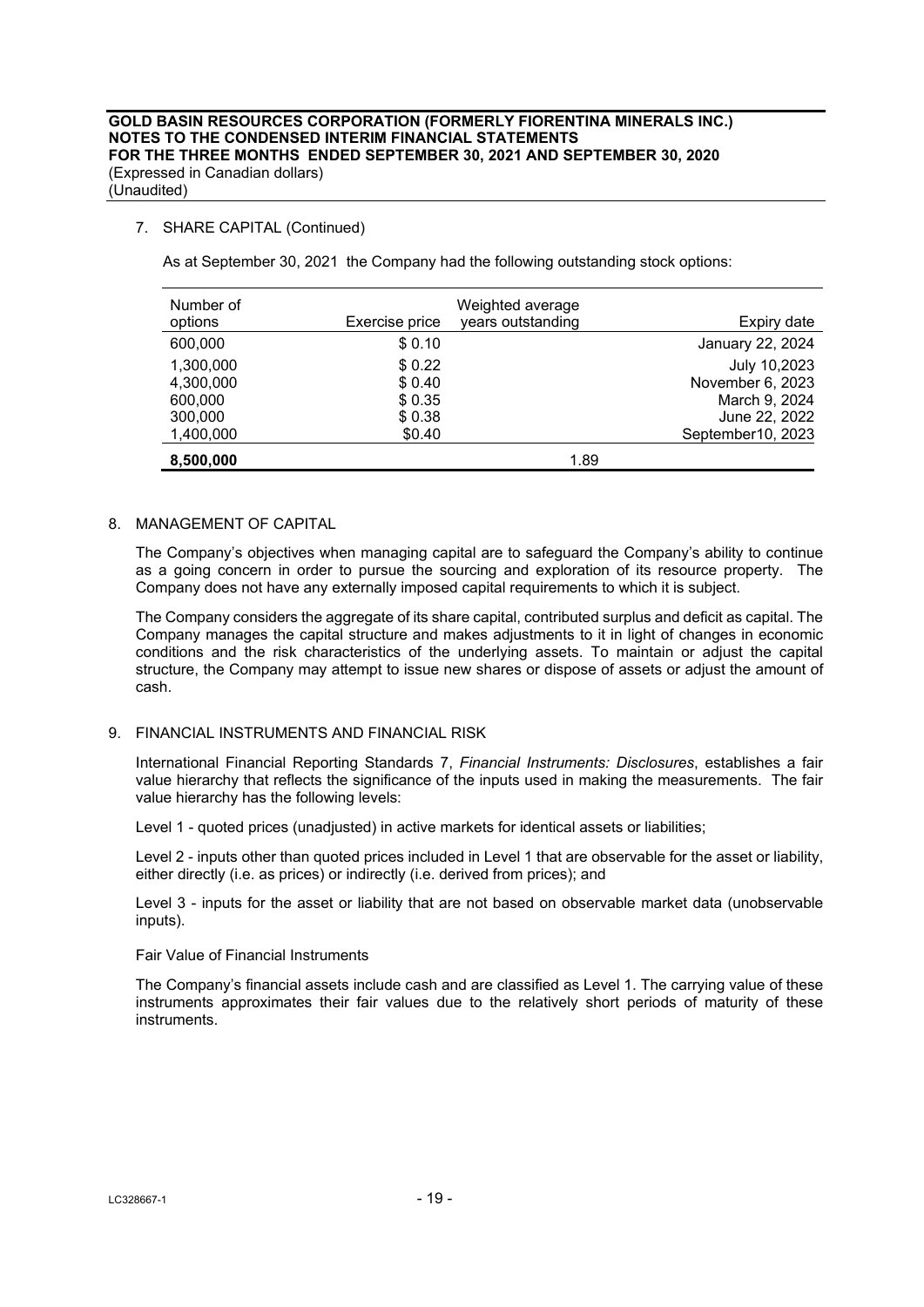7. SHARE CAPITAL (Continued)

As at September 30, 2021 the Company had the following outstanding stock options:

| Number of options | Exercise price | Weighted average years outstanding | Expiry date |
|---|---|---|---|
| 600,000 | $ 0.10 | | January 22, 2024 |
| 1,300,000 | $ 0.22 | | July 10,2023 |
| 4,300,000 | $ 0.40 | | November 6, 2023 |
| 600,000 | $ 0.35 | | March 9, 2024 |
| 300,000 | $ 0.38 | | June 22, 2022 |
| 1,400,000 | $0.40 | | September10, 2023 |
| **8,500,000** | | 1.89 | |

8. MANAGEMENT OF CAPITAL

The Company's objectives when managing capital are to safeguard the Company's ability to continue as a going concern in order to pursue the sourcing and exploration of its resource property. The Company does not have any externally imposed capital requirements to which it is subject.

The Company considers the aggregate of its share capital, contributed surplus and deficit as capital. The Company manages the capital structure and makes adjustments to it in light of changes in economic conditions and the risk characteristics of the underlying assets. To maintain or adjust the capital structure, the Company may attempt to issue new shares or dispose of assets or adjust the amount of cash.

9. FINANCIAL INSTRUMENTS AND FINANCIAL RISK

International Financial Reporting Standards 7, *Financial Instruments: Disclosures*, establishes a fair value hierarchy that reflects the significance of the inputs used in making the measurements. The fair value hierarchy has the following levels:

Level 1 - quoted prices (unadjusted) in active markets for identical assets or liabilities;

Level 2 - inputs other than quoted prices included in Level 1 that are observable for the asset or liability, either directly (i.e. as prices) or indirectly (i.e. derived from prices); and

Level 3 - inputs for the asset or liability that are not based on observable market data (unobservable inputs).

Fair Value of Financial Instruments

The Company's financial assets include cash and are classified as Level 1. The carrying value of these instruments approximates their fair values due to the relatively short periods of maturity of these instruments.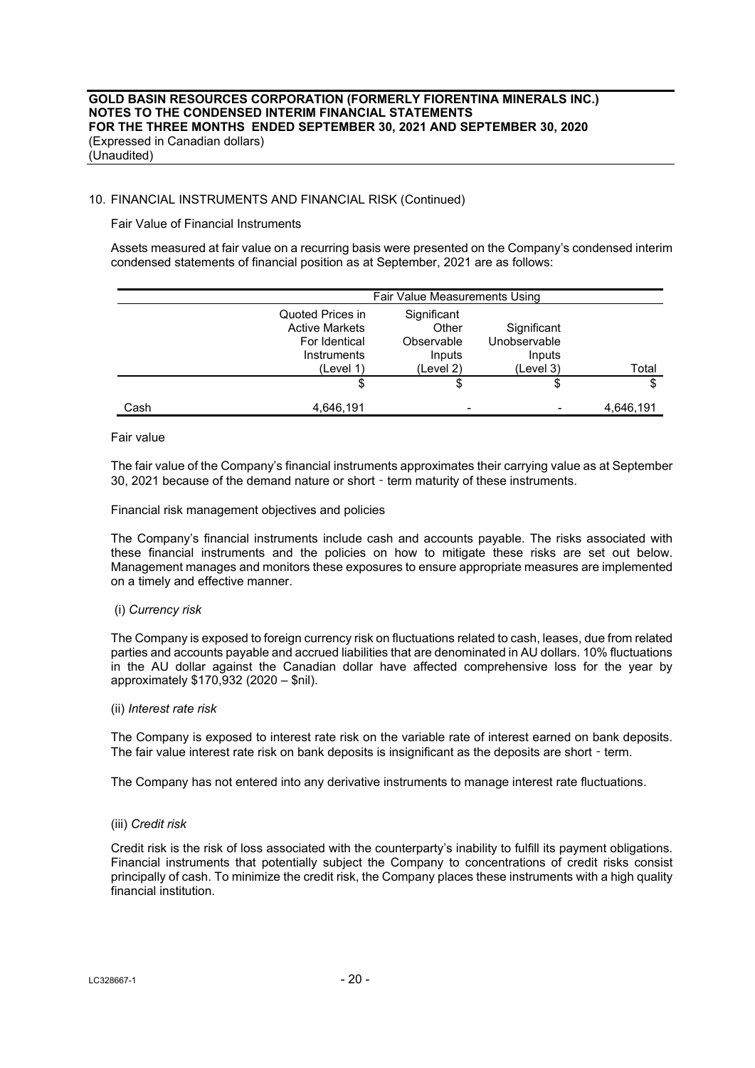## 10. FINANCIAL INSTRUMENTS AND FINANCIAL RISK (Continued)

Fair Value of Financial Instruments

Assets measured at fair value on a recurring basis were presented on the Company's condensed interim condensed statements of financial position as at September, 2021 are as follows:

| | Fair Value Measurements Using | | | |
|---|---|---|---|---|
| | Quoted Prices in Active Markets For Identical Instruments (Level 1) | Significant Other Observable Inputs (Level 2) | Significant Unobservable Inputs (Level 3) | Total |
| | $ | $ | $ | $ |
| Cash | 4,646,191 | - | - | 4,646,191 |

Fair value

The fair value of the Company's financial instruments approximates their carrying value as at September 30, 2021 because of the demand nature or short - term maturity of these instruments.

Financial risk management objectives and policies

The Company's financial instruments include cash and accounts payable. The risks associated with these financial instruments and the policies on how to mitigate these risks are set out below. Management manages and monitors these exposures to ensure appropriate measures are implemented on a timely and effective manner.

(i) *Currency risk*

The Company is exposed to foreign currency risk on fluctuations related to cash, leases, due from related parties and accounts payable and accrued liabilities that are denominated in AU dollars. 10% fluctuations in the AU dollar against the Canadian dollar have affected comprehensive loss for the year by approximately $170,932 (2020 – $nil).

(ii) *Interest rate risk*

The Company is exposed to interest rate risk on the variable rate of interest earned on bank deposits. The fair value interest rate risk on bank deposits is insignificant as the deposits are short - term.

The Company has not entered into any derivative instruments to manage interest rate fluctuations.

(iii) *Credit risk*

Credit risk is the risk of loss associated with the counterparty's inability to fulfill its payment obligations. Financial instruments that potentially subject the Company to concentrations of credit risks consist principally of cash. To minimize the credit risk, the Company places these instruments with a high quality financial institution.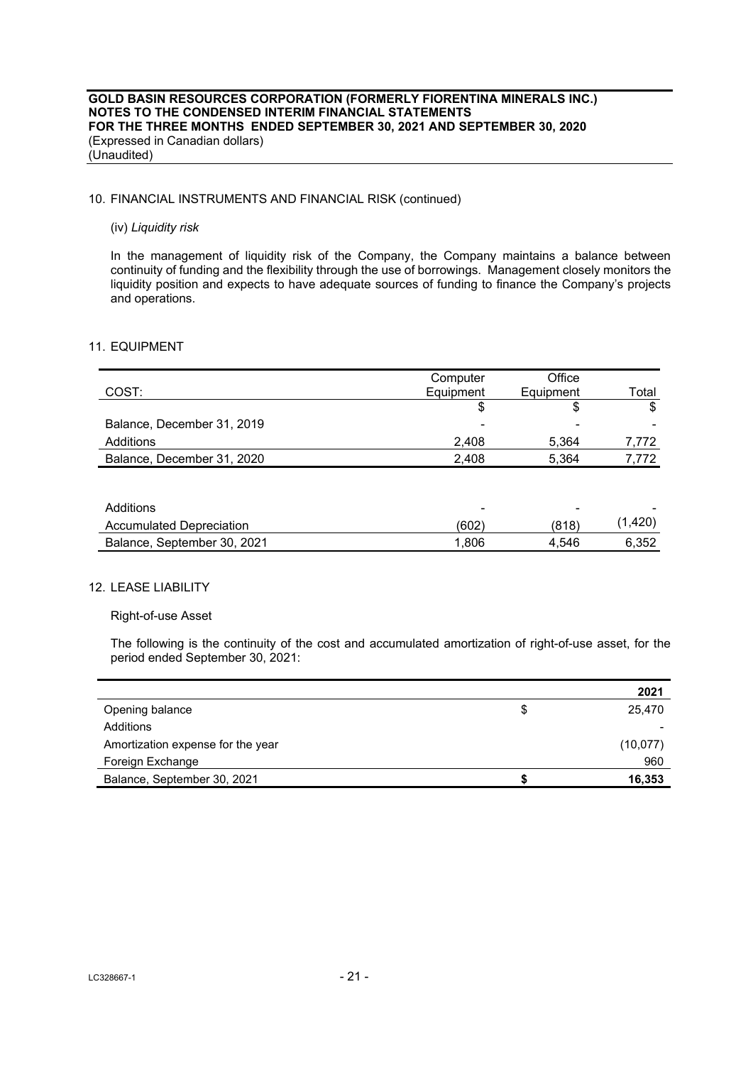## 10. FINANCIAL INSTRUMENTS AND FINANCIAL RISK (continued)

(iv) *Liquidity risk*

In the management of liquidity risk of the Company, the Company maintains a balance between continuity of funding and the flexibility through the use of borrowings. Management closely monitors the liquidity position and expects to have adequate sources of funding to finance the Company's projects and operations.

## 11. EQUIPMENT

| COST: | Computer Equipment | Office Equipment | Total |
|---|---|---|---|
| | $ | $ | $ |
| Balance, December 31, 2019 | - | - | - |
| Additions | 2,408 | 5,364 | 7,772 |
| Balance, December 31, 2020 | 2,408 | 5,364 | 7,772 |
| | | | |
| Additions | - | - | - |
| Accumulated Depreciation | (602) | (818) | (1,420) |
| Balance, September 30, 2021 | 1,806 | 4,546 | 6,352 |

## 12. LEASE LIABILITY

Right-of-use Asset

The following is the continuity of the cost and accumulated amortization of right-of-use asset, for the period ended September 30, 2021:

| | | **2021** |
|---|---|---|
| Opening balance | $ | 25,470 |
| Additions | | - |
| Amortization expense for the year | | (10,077) |
| Foreign Exchange | | 960 |
| Balance, September 30, 2021 | **$** | **16,353** |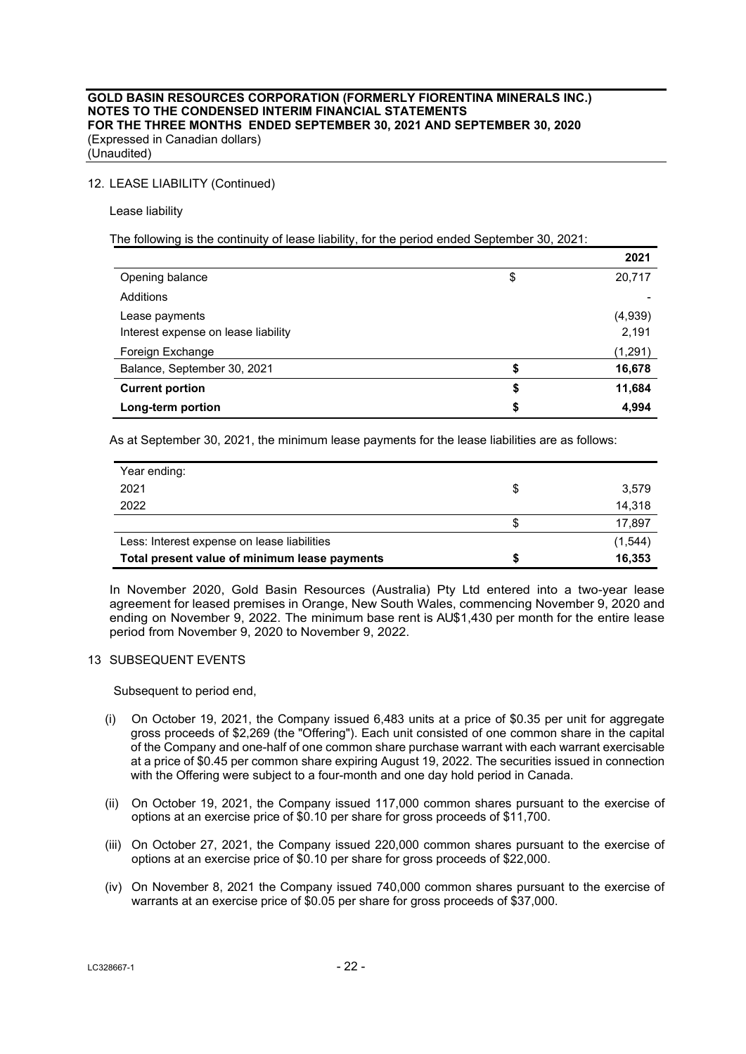## 12. LEASE LIABILITY (Continued)

Lease liability

The following is the continuity of lease liability, for the period ended September 30, 2021:

| | | 2021 |
|---|---|---|
| Opening balance | $ | 20,717 |
| Additions | | - |
| Lease payments | | (4,939) |
| Interest expense on lease liability | | 2,191 |
| Foreign Exchange | | (1,291) |
| Balance, September 30, 2021 | **$** | **16,678** |
| **Current portion** | **$** | **11,684** |
| **Long-term portion** | **$** | **4,994** |

As at September 30, 2021, the minimum lease payments for the lease liabilities are as follows:

| | | |
|---|---|---|
| Year ending: | | |
| 2021 | $ | 3,579 |
| 2022 | | 14,318 |
| | $ | 17,897 |
| Less: Interest expense on lease liabilities | | (1,544) |
| **Total present value of minimum lease payments** | **$** | **16,353** |

In November 2020, Gold Basin Resources (Australia) Pty Ltd entered into a two-year lease agreement for leased premises in Orange, New South Wales, commencing November 9, 2020 and ending on November 9, 2022. The minimum base rent is AU$1,430 per month for the entire lease period from November 9, 2020 to November 9, 2022.

## 13 SUBSEQUENT EVENTS

Subsequent to period end,

(i) On October 19, 2021, the Company issued 6,483 units at a price of $0.35 per unit for aggregate gross proceeds of $2,269 (the "Offering"). Each unit consisted of one common share in the capital of the Company and one-half of one common share purchase warrant with each warrant exercisable at a price of $0.45 per common share expiring August 19, 2022. The securities issued in connection with the Offering were subject to a four-month and one day hold period in Canada.

(ii) On October 19, 2021, the Company issued 117,000 common shares pursuant to the exercise of options at an exercise price of $0.10 per share for gross proceeds of $11,700.

(iii) On October 27, 2021, the Company issued 220,000 common shares pursuant to the exercise of options at an exercise price of $0.10 per share for gross proceeds of $22,000.

(iv) On November 8, 2021 the Company issued 740,000 common shares pursuant to the exercise of warrants at an exercise price of $0.05 per share for gross proceeds of $37,000.